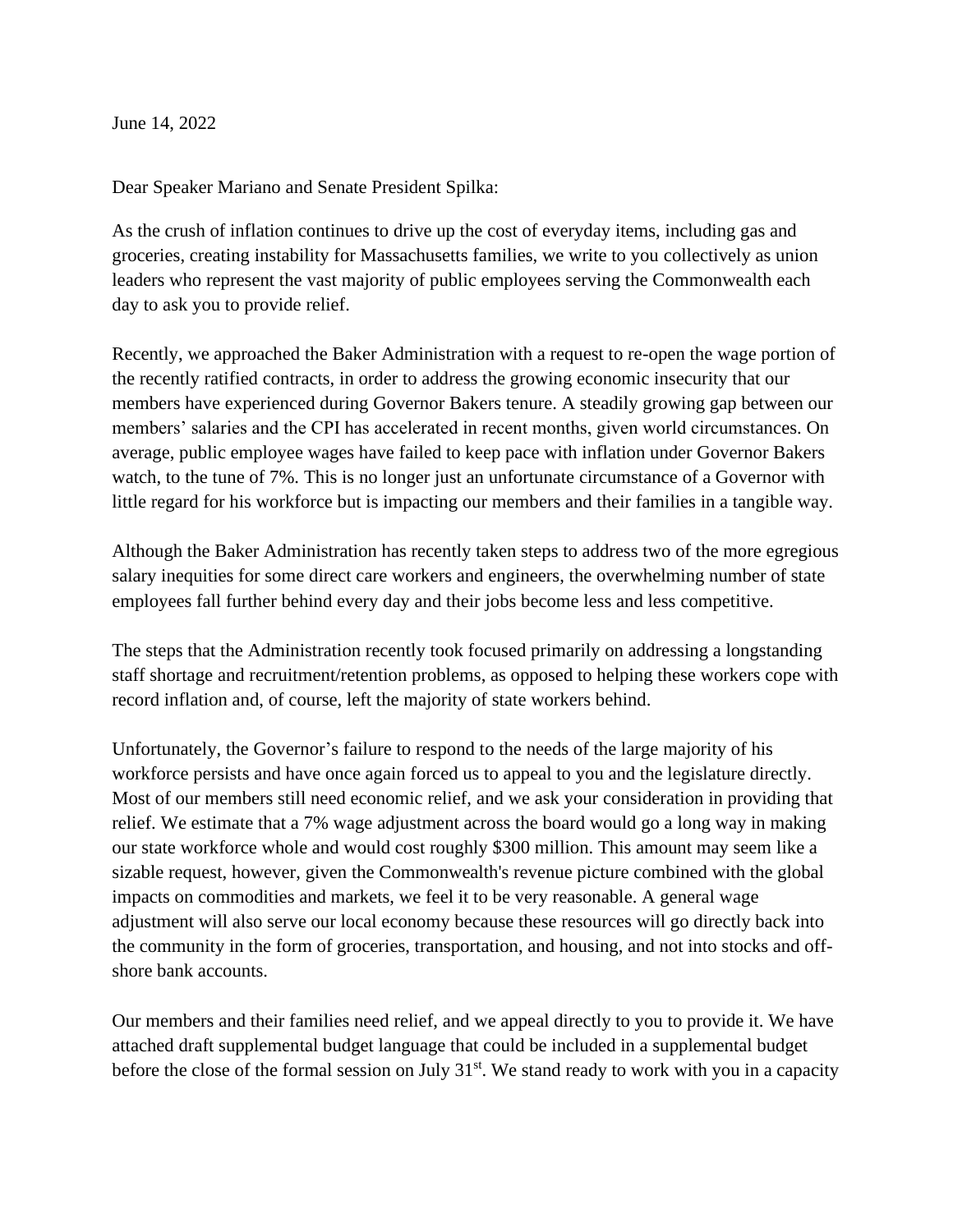June 14, 2022

Dear Speaker Mariano and Senate President Spilka:

As the crush of inflation continues to drive up the cost of everyday items, including gas and groceries, creating instability for Massachusetts families, we write to you collectively as union leaders who represent the vast majority of public employees serving the Commonwealth each day to ask you to provide relief.

Recently, we approached the Baker Administration with a request to re-open the wage portion of the recently ratified contracts, in order to address the growing economic insecurity that our members have experienced during Governor Bakers tenure. A steadily growing gap between our members' salaries and the CPI has accelerated in recent months, given world circumstances. On average, public employee wages have failed to keep pace with inflation under Governor Bakers watch, to the tune of 7%. This is no longer just an unfortunate circumstance of a Governor with little regard for his workforce but is impacting our members and their families in a tangible way.

Although the Baker Administration has recently taken steps to address two of the more egregious salary inequities for some direct care workers and engineers, the overwhelming number of state employees fall further behind every day and their jobs become less and less competitive.

The steps that the Administration recently took focused primarily on addressing a longstanding staff shortage and recruitment/retention problems, as opposed to helping these workers cope with record inflation and, of course, left the majority of state workers behind.

Unfortunately, the Governor's failure to respond to the needs of the large majority of his workforce persists and have once again forced us to appeal to you and the legislature directly. Most of our members still need economic relief, and we ask your consideration in providing that relief. We estimate that a 7% wage adjustment across the board would go a long way in making our state workforce whole and would cost roughly $300 million. This amount may seem like a sizable request, however, given the Commonwealth's revenue picture combined with the global impacts on commodities and markets, we feel it to be very reasonable. A general wage adjustment will also serve our local economy because these resources will go directly back into the community in the form of groceries, transportation, and housing, and not into stocks and off-shore bank accounts.

Our members and their families need relief, and we appeal directly to you to provide it. We have attached draft supplemental budget language that could be included in a supplemental budget before the close of the formal session on July 31st. We stand ready to work with you in a capacity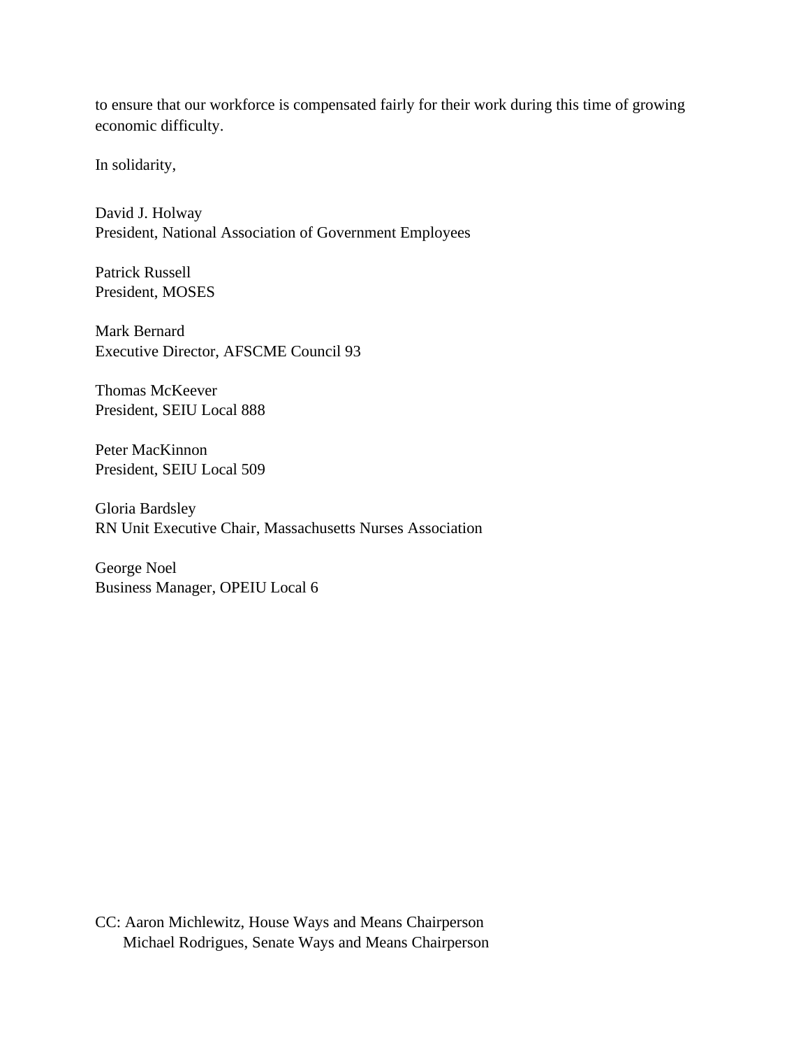to ensure that our workforce is compensated fairly for their work during this time of growing economic difficulty.

In solidarity,

David J. Holway  
President, National Association of Government Employees

Patrick Russell  
President, MOSES

Mark Bernard  
Executive Director, AFSCME Council 93

Thomas McKeever  
President, SEIU Local 888

Peter MacKinnon  
President, SEIU Local 509

Gloria Bardsley  
RN Unit Executive Chair, Massachusetts Nurses Association

George Noel  
Business Manager, OPEIU Local 6

CC: Aaron Michlewitz, House Ways and Means Chairperson  
Michael Rodrigues, Senate Ways and Means Chairperson